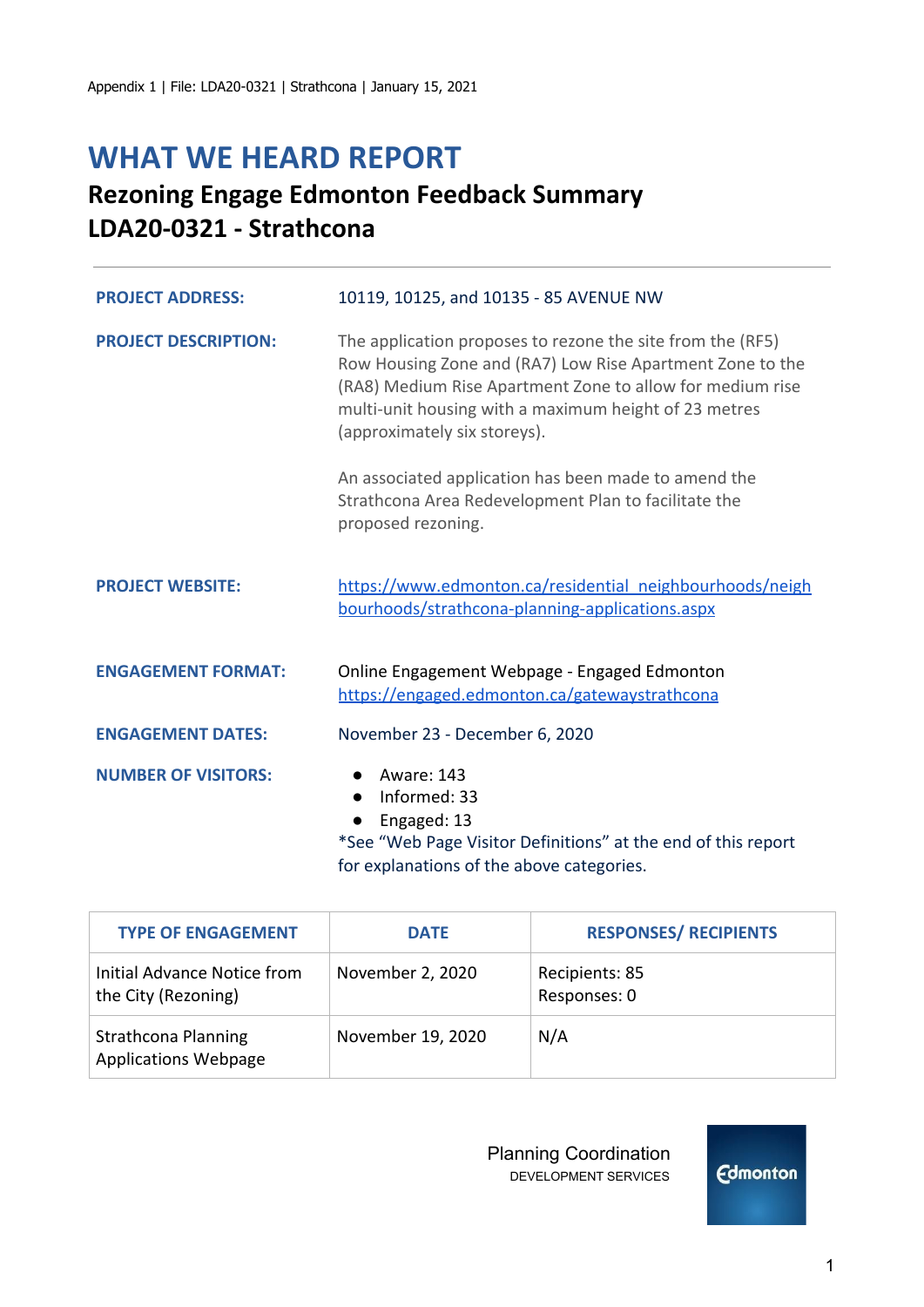Appendix 1 | File: LDA20-0321 | Strathcona | January 15, 2021

# WHAT WE HEARD REPORT

## Rezoning Engage Edmonton Feedback Summary
## LDA20-0321 - Strathcona

| | |
|---|---|
| **PROJECT ADDRESS:** | 10119, 10125, and 10135 - 85 AVENUE NW |
| **PROJECT DESCRIPTION:** | The application proposes to rezone the site from the (RF5) Row Housing Zone and (RA7) Low Rise Apartment Zone to the (RA8) Medium Rise Apartment Zone to allow for medium rise multi-unit housing with a maximum height of 23 metres (approximately six storeys).<br><br>An associated application has been made to amend the Strathcona Area Redevelopment Plan to facilitate the proposed rezoning. |
| **PROJECT WEBSITE:** | https://www.edmonton.ca/residential_neighbourhoods/neighbourhoods/strathcona-planning-applications.aspx |
| **ENGAGEMENT FORMAT:** | Online Engagement Webpage - Engaged Edmonton<br>https://engaged.edmonton.ca/gatewaystrathcona |
| **ENGAGEMENT DATES:** | November 23 - December 6, 2020 |
| **NUMBER OF VISITORS:** | • Aware: 143<br>• Informed: 33<br>• Engaged: 13<br>*See "Web Page Visitor Definitions" at the end of this report for explanations of the above categories. |

| TYPE OF ENGAGEMENT | DATE | RESPONSES/ RECIPIENTS |
|---|---|---|
| Initial Advance Notice from the City (Rezoning) | November 2, 2020 | Recipients: 85<br>Responses: 0 |
| Strathcona Planning Applications Webpage | November 19, 2020 | N/A |

Planning Coordination
DEVELOPMENT SERVICES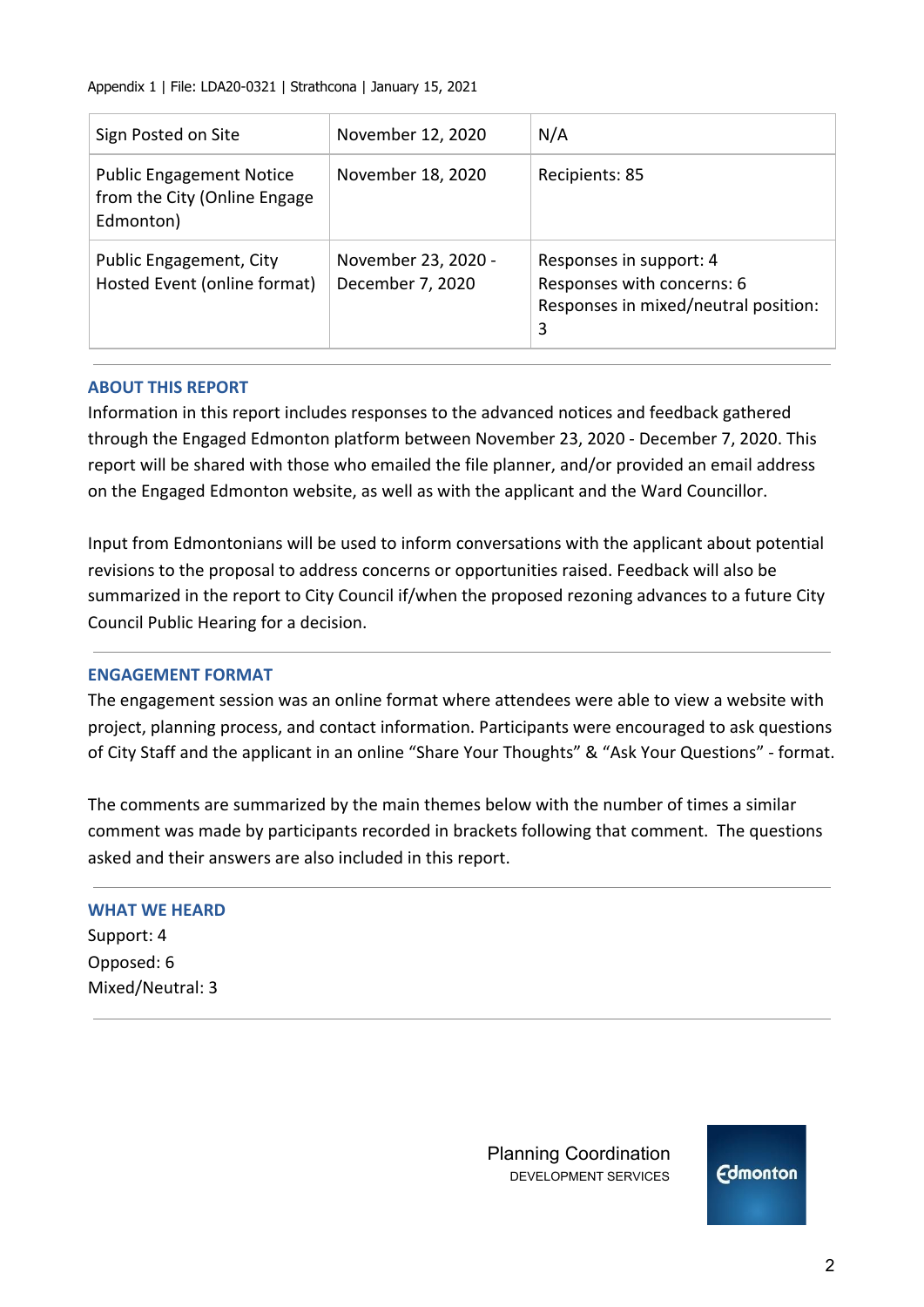| Sign Posted on Site | November 12, 2020 | N/A |
|---|---|---|
| Public Engagement Notice from the City (Online Engage Edmonton) | November 18, 2020 | Recipients: 85 |
| Public Engagement, City Hosted Event (online format) | November 23, 2020 - December 7, 2020 | Responses in support: 4<br>Responses with concerns: 6<br>Responses in mixed/neutral position: 3 |

## ABOUT THIS REPORT

Information in this report includes responses to the advanced notices and feedback gathered through the Engaged Edmonton platform between November 23, 2020 - December 7, 2020. This report will be shared with those who emailed the file planner, and/or provided an email address on the Engaged Edmonton website, as well as with the applicant and the Ward Councillor.

Input from Edmontonians will be used to inform conversations with the applicant about potential revisions to the proposal to address concerns or opportunities raised. Feedback will also be summarized in the report to City Council if/when the proposed rezoning advances to a future City Council Public Hearing for a decision.

## ENGAGEMENT FORMAT

The engagement session was an online format where attendees were able to view a website with project, planning process, and contact information. Participants were encouraged to ask questions of City Staff and the applicant in an online "Share Your Thoughts" & "Ask Your Questions" - format.

The comments are summarized by the main themes below with the number of times a similar comment was made by participants recorded in brackets following that comment. The questions asked and their answers are also included in this report.

## WHAT WE HEARD

Support: 4
Opposed: 6
Mixed/Neutral: 3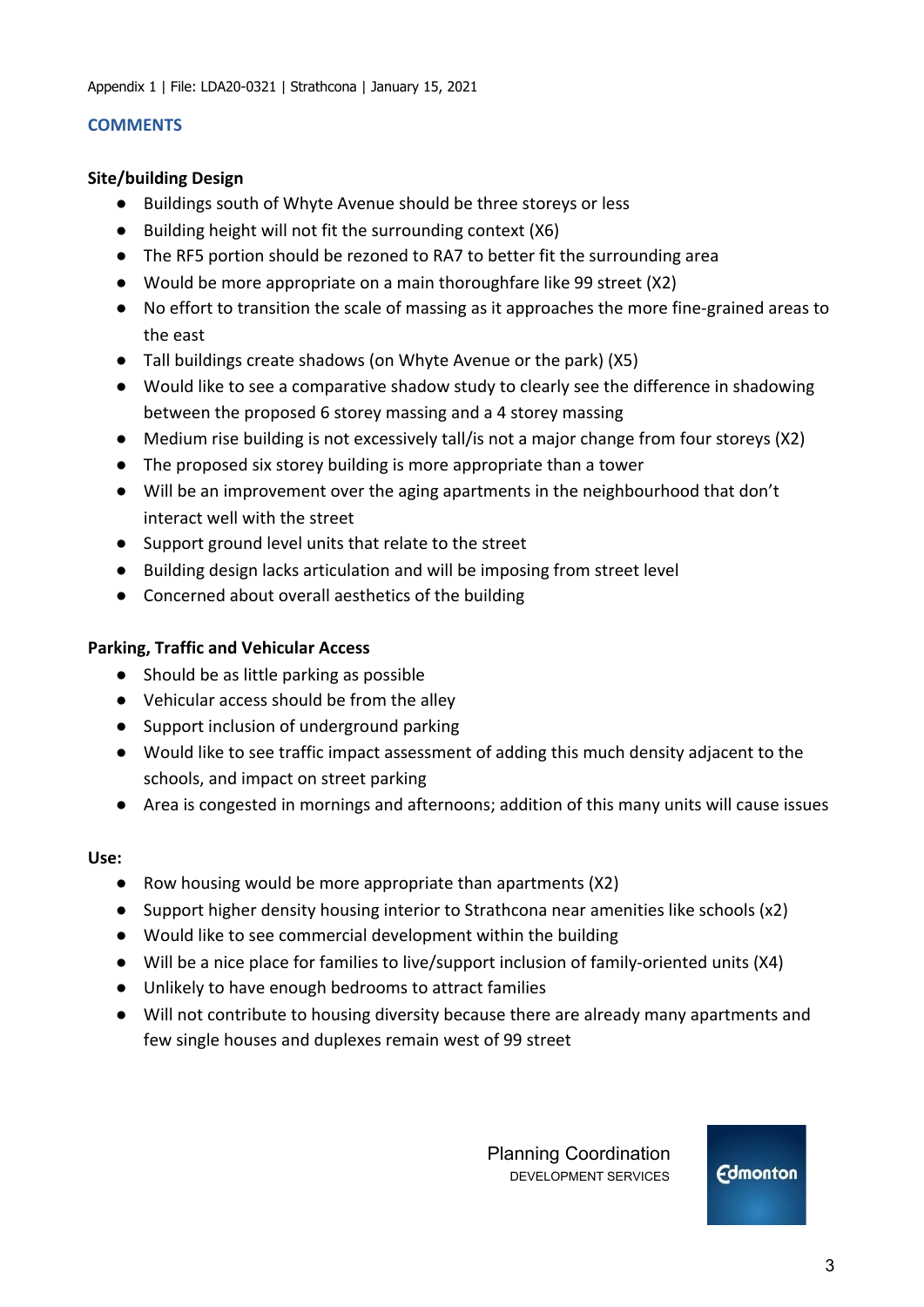## COMMENTS

**Site/building Design**

- Buildings south of Whyte Avenue should be three storeys or less
- Building height will not fit the surrounding context (X6)
- The RF5 portion should be rezoned to RA7 to better fit the surrounding area
- Would be more appropriate on a main thoroughfare like 99 street (X2)
- No effort to transition the scale of massing as it approaches the more fine-grained areas to the east
- Tall buildings create shadows (on Whyte Avenue or the park) (X5)
- Would like to see a comparative shadow study to clearly see the difference in shadowing between the proposed 6 storey massing and a 4 storey massing
- Medium rise building is not excessively tall/is not a major change from four storeys (X2)
- The proposed six storey building is more appropriate than a tower
- Will be an improvement over the aging apartments in the neighbourhood that don't interact well with the street
- Support ground level units that relate to the street
- Building design lacks articulation and will be imposing from street level
- Concerned about overall aesthetics of the building

**Parking, Traffic and Vehicular Access**

- Should be as little parking as possible
- Vehicular access should be from the alley
- Support inclusion of underground parking
- Would like to see traffic impact assessment of adding this much density adjacent to the schools, and impact on street parking
- Area is congested in mornings and afternoons; addition of this many units will cause issues

**Use:**

- Row housing would be more appropriate than apartments (X2)
- Support higher density housing interior to Strathcona near amenities like schools (x2)
- Would like to see commercial development within the building
- Will be a nice place for families to live/support inclusion of family-oriented units (X4)
- Unlikely to have enough bedrooms to attract families
- Will not contribute to housing diversity because there are already many apartments and few single houses and duplexes remain west of 99 street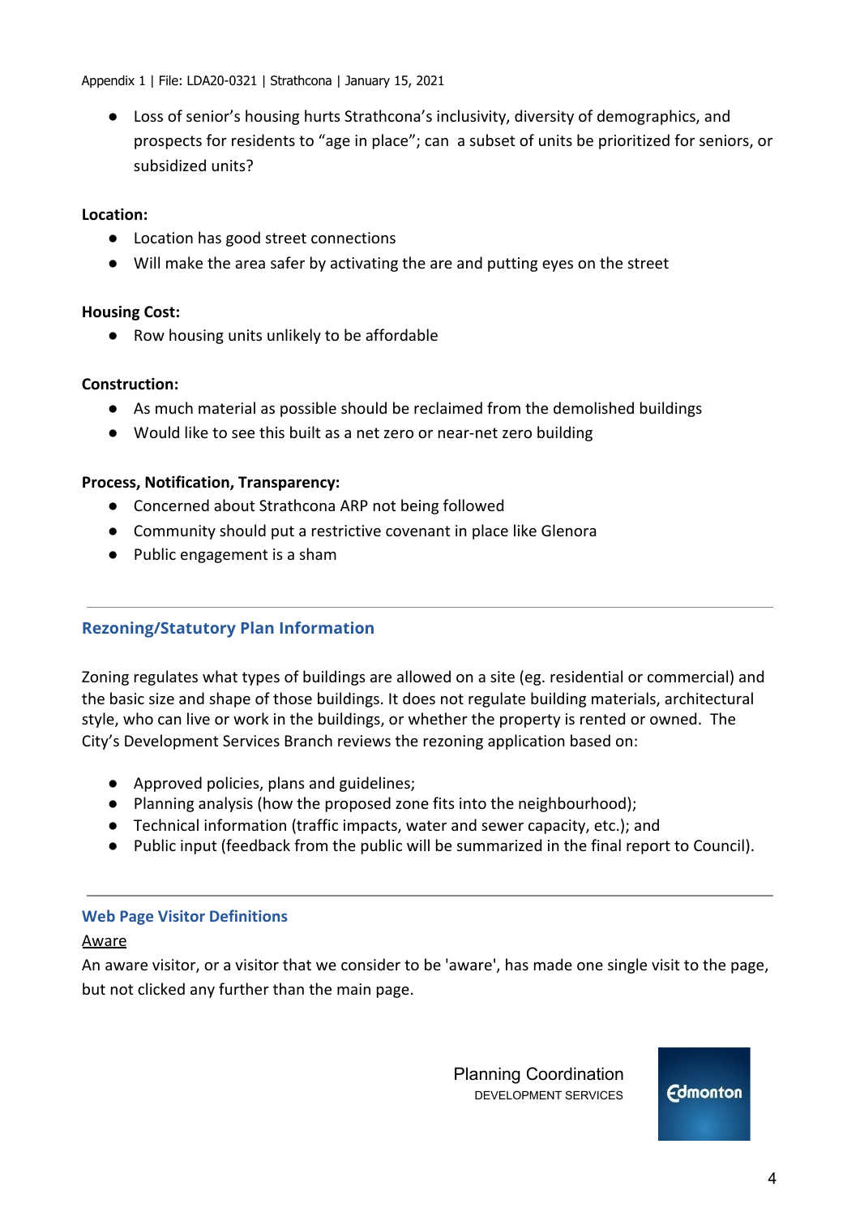- Loss of senior's housing hurts Strathcona's inclusivity, diversity of demographics, and prospects for residents to "age in place"; can  a subset of units be prioritized for seniors, or subsidized units?

**Location:**

- Location has good street connections
- Will make the area safer by activating the are and putting eyes on the street

**Housing Cost:**

- Row housing units unlikely to be affordable

**Construction:**

- As much material as possible should be reclaimed from the demolished buildings
- Would like to see this built as a net zero or near-net zero building

**Process, Notification, Transparency:**

- Concerned about Strathcona ARP not being followed
- Community should put a restrictive covenant in place like Glenora
- Public engagement is a sham

---

## Rezoning/Statutory Plan Information

Zoning regulates what types of buildings are allowed on a site (eg. residential or commercial) and the basic size and shape of those buildings. It does not regulate building materials, architectural style, who can live or work in the buildings, or whether the property is rented or owned.  The City's Development Services Branch reviews the rezoning application based on:

- Approved policies, plans and guidelines;
- Planning analysis (how the proposed zone fits into the neighbourhood);
- Technical information (traffic impacts, water and sewer capacity, etc.); and
- Public input (feedback from the public will be summarized in the final report to Council).

---

### Web Page Visitor Definitions

Aware

An aware visitor, or a visitor that we consider to be 'aware', has made one single visit to the page, but not clicked any further than the main page.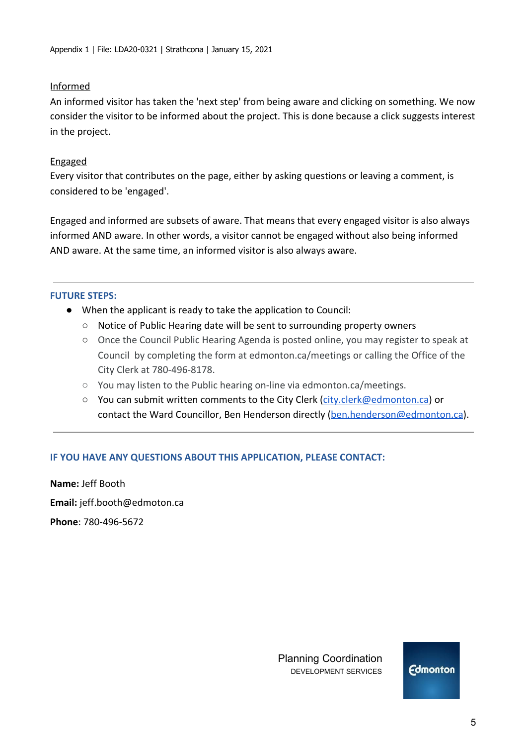Informed

An informed visitor has taken the 'next step' from being aware and clicking on something. We now consider the visitor to be informed about the project. This is done because a click suggests interest in the project.

Engaged

Every visitor that contributes on the page, either by asking questions or leaving a comment, is considered to be 'engaged'.

Engaged and informed are subsets of aware. That means that every engaged visitor is also always informed AND aware. In other words, a visitor cannot be engaged without also being informed AND aware. At the same time, an informed visitor is also always aware.

---

### FUTURE STEPS:

- When the applicant is ready to take the application to Council:
  - Notice of Public Hearing date will be sent to surrounding property owners
  - Once the Council Public Hearing Agenda is posted online, you may register to speak at Council by completing the form at edmonton.ca/meetings or calling the Office of the City Clerk at 780-496-8178.
  - You may listen to the Public hearing on-line via edmonton.ca/meetings.
  - You can submit written comments to the City Clerk (city.clerk@edmonton.ca) or contact the Ward Councillor, Ben Henderson directly (ben.henderson@edmonton.ca).

---

### IF YOU HAVE ANY QUESTIONS ABOUT THIS APPLICATION, PLEASE CONTACT:

**Name:** Jeff Booth

**Email:** jeff.booth@edmoton.ca

**Phone**: 780-496-5672

Planning Coordination
DEVELOPMENT SERVICES